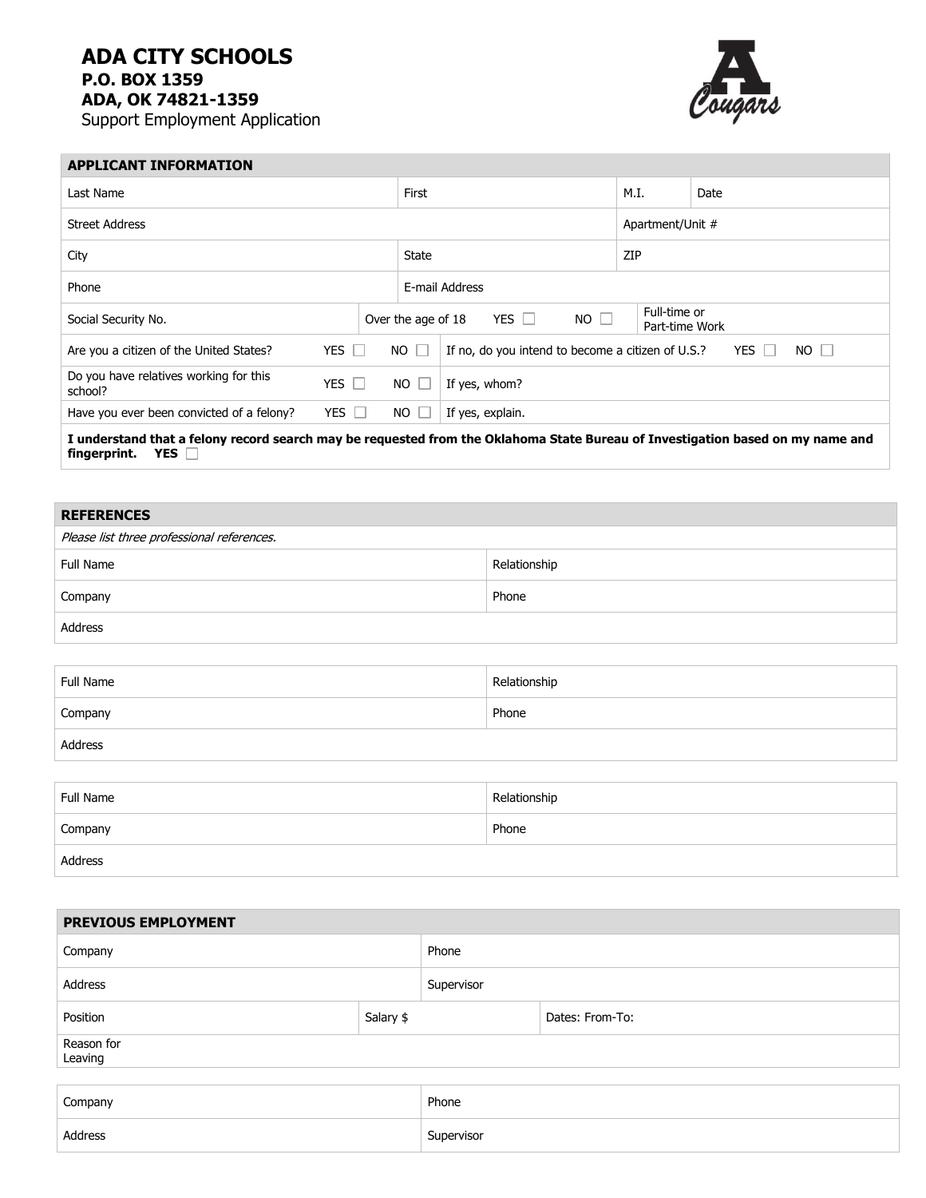# ADA CITY SCHOOLS

**P.O. BOX 1359**
**ADA, OK 74821-1359**

Support Employment Application

| **APPLICANT INFORMATION** | | | | | |
|---|---|---|---|---|---|
| Last Name | | First | | M.I. | Date |
| Street Address | | | | Apartment/Unit # | |
| City | | State | | ZIP | |
| Phone | | E-mail Address | | | |
| Social Security No. | Over the age of 18 YES ☐ NO ☐ | | | Full-time or Part-time Work | |
| Are you a citizen of the United States? YES ☐ NO ☐ | | If no, do you intend to become a citizen of U.S.? YES ☐ NO ☐ | | | |
| Do you have relatives working for this school? YES ☐ NO ☐ | | If yes, whom? | | | |
| Have you ever been convicted of a felony? YES ☐ NO ☐ | | If yes, explain. | | | |

**I understand that a felony record search may be requested from the Oklahoma State Bureau of Investigation based on my name and fingerprint. YES** ☐

| **REFERENCES** | |
|---|---|
| *Please list three professional references.* | |
| Full Name | Relationship |
| Company | Phone |
| Address | |

| Full Name | Relationship |
|---|---|
| Company | Phone |
| Address | |

| Full Name | Relationship |
|---|---|
| Company | Phone |
| Address | |

| **PREVIOUS EMPLOYMENT** | | |
|---|---|---|
| Company | Phone | |
| Address | Supervisor | |
| Position | Salary $ | Dates: From-To: |
| Reason for Leaving | | |

| Company | Phone |
|---|---|
| Address | Supervisor |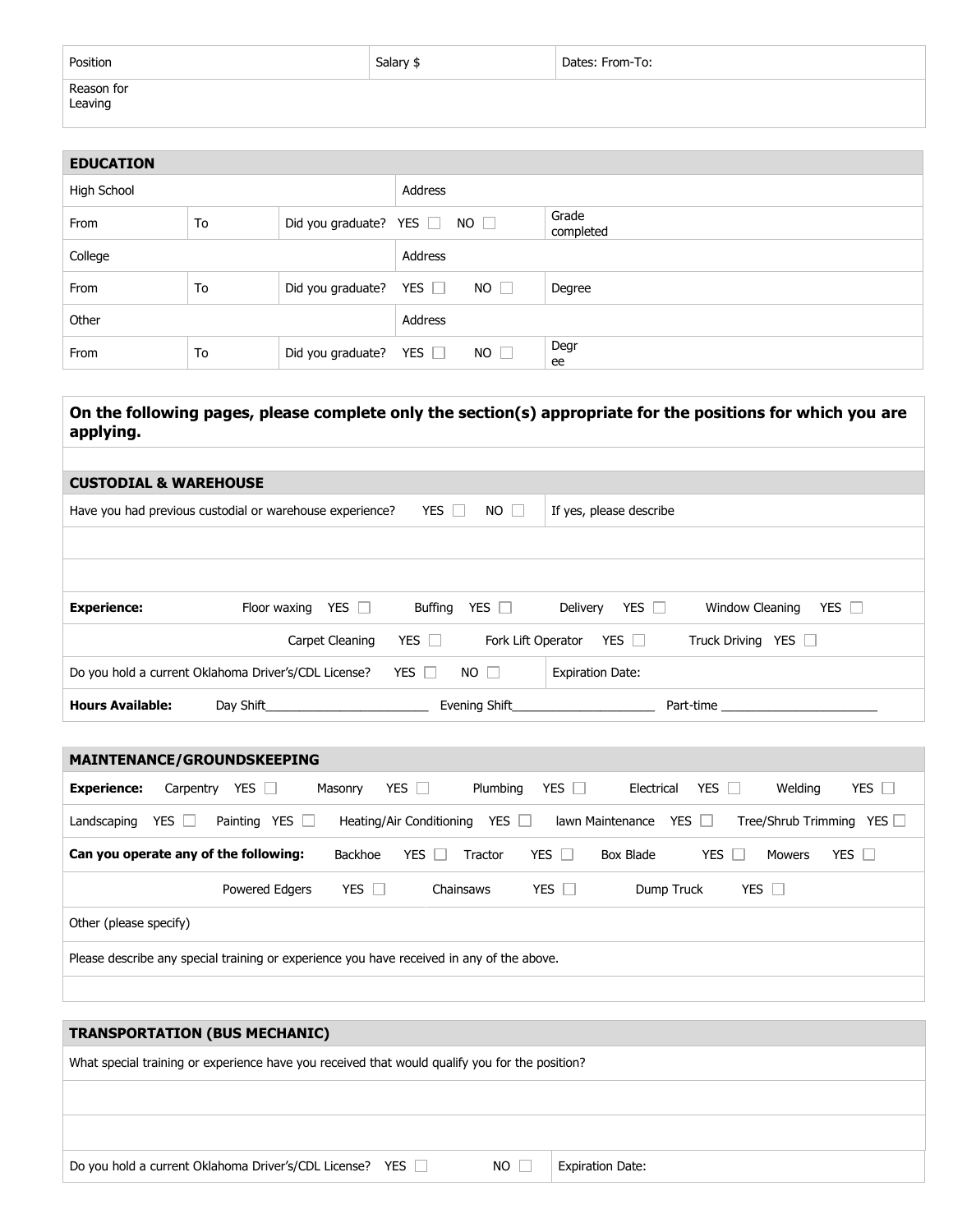| Position | Salary $ | Dates: From-To: |
|---|---|---|
| Reason for Leaving | | |

## EDUCATION

| High School | | | Address |
|---|---|---|---|
| From | To | Did you graduate? YES ☐ NO ☐ | Grade completed |
| College | | | Address |
| From | To | Did you graduate? YES ☐ NO ☐ | Degree |
| Other | | | Address |
| From | To | Did you graduate? YES ☐ NO ☐ | Degree |

**On the following pages, please complete only the section(s) appropriate for the positions for which you are applying.**

## CUSTODIAL & WAREHOUSE

| Have you had previous custodial or warehouse experience? YES ☐ NO ☐ | If yes, please describe |
|---|---|
| | |
| | |

**Experience:** Floor waxing YES ☐ Buffing YES ☐ Delivery YES ☐ Window Cleaning YES ☐

Carpet Cleaning YES ☐ Fork Lift Operator YES ☐ Truck Driving YES ☐

| Do you hold a current Oklahoma Driver's/CDL License? YES ☐ NO ☐ | Expiration Date: |
|---|---|

**Hours Available:** Day Shift________________________ Evening Shift_____________________ Part-time _______________________

## MAINTENANCE/GROUNDSKEEPING

**Experience:** Carpentry YES ☐ Masonry YES ☐ Plumbing YES ☐ Electrical YES ☐ Welding YES ☐

Landscaping YES ☐ Painting YES ☐ Heating/Air Conditioning YES ☐ lawn Maintenance YES ☐ Tree/Shrub Trimming YES ☐

**Can you operate any of the following:** Backhoe YES ☐ Tractor YES ☐ Box Blade YES ☐ Mowers YES ☐

Powered Edgers YES ☐ Chainsaws YES ☐ Dump Truck YES ☐

Other (please specify)

Please describe any special training or experience you have received in any of the above.

## TRANSPORTATION (BUS MECHANIC)

What special training or experience have you received that would qualify you for the position?

| Do you hold a current Oklahoma Driver's/CDL License? YES ☐ NO ☐ | Expiration Date: |
|---|---|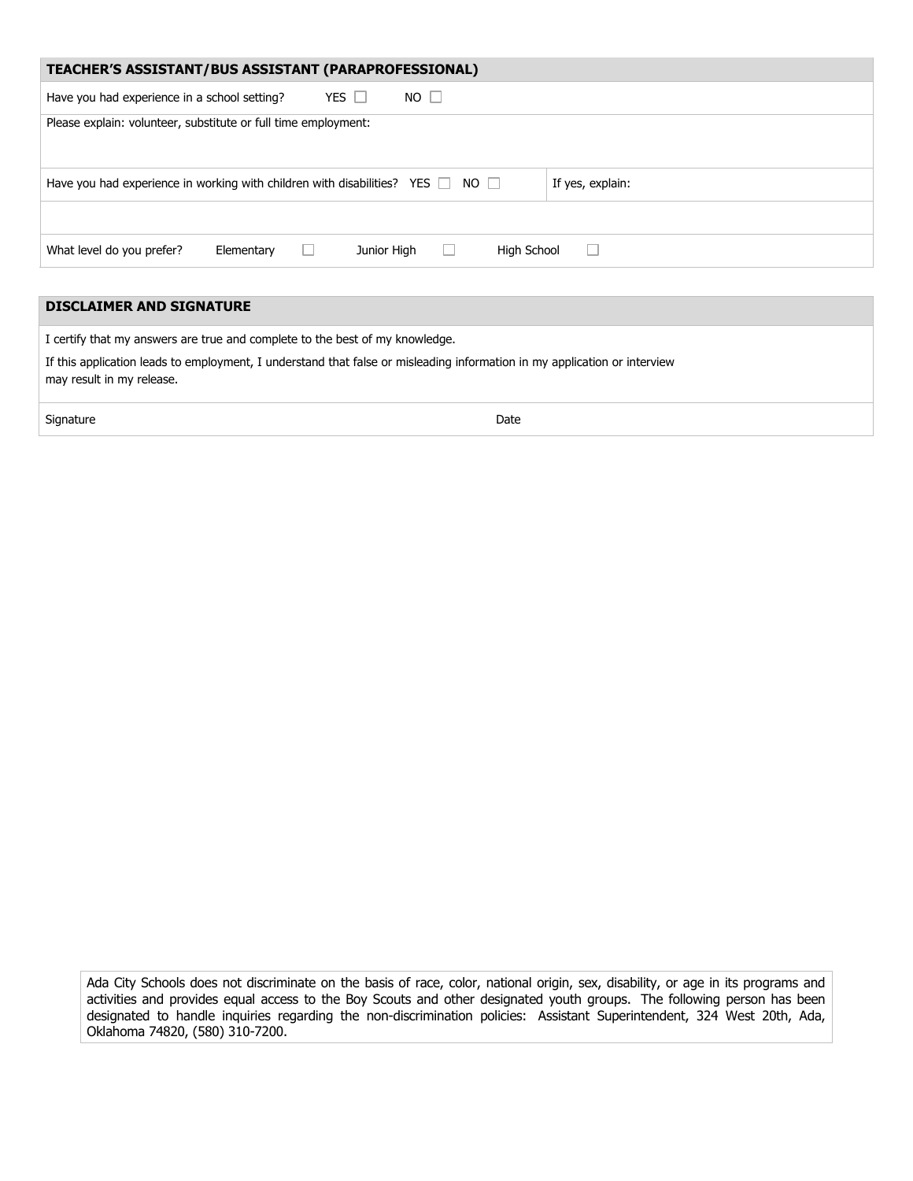## TEACHER'S ASSISTANT/BUS ASSISTANT (PARAPROFESSIONAL)

Have you had experience in a school setting? YES ☐ NO ☐

Please explain: volunteer, substitute or full time employment:

Have you had experience in working with children with disabilities? YES ☐ NO ☐ | If yes, explain:

What level do you prefer? Elementary ☐ Junior High ☐ High School ☐

## DISCLAIMER AND SIGNATURE

I certify that my answers are true and complete to the best of my knowledge.

If this application leads to employment, I understand that false or misleading information in my application or interview may result in my release.

Signature Date

Ada City Schools does not discriminate on the basis of race, color, national origin, sex, disability, or age in its programs and activities and provides equal access to the Boy Scouts and other designated youth groups. The following person has been designated to handle inquiries regarding the non-discrimination policies: Assistant Superintendent, 324 West 20th, Ada, Oklahoma 74820, (580) 310-7200.